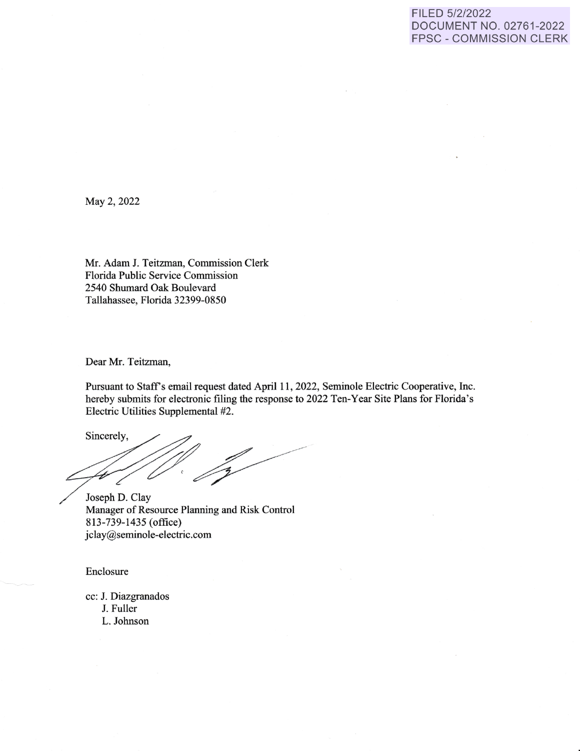FILED 5/2/2022
DOCUMENT NO. 02761-2022
FPSC - COMMISSION CLERK

May 2, 2022

Mr. Adam J. Teitzman, Commission Clerk
Florida Public Service Commission
2540 Shumard Oak Boulevard
Tallahassee, Florida 32399-0850

Dear Mr. Teitzman,

Pursuant to Staff's email request dated April 11, 2022, Seminole Electric Cooperative, Inc. hereby submits for electronic filing the response to 2022 Ten-Year Site Plans for Florida's Electric Utilities Supplemental #2.

Sincerely,

Joseph D. Clay
Manager of Resource Planning and Risk Control
813-739-1435 (office)
jclay@seminole-electric.com

Enclosure

cc: J. Diazgranados
J. Fuller
L. Johnson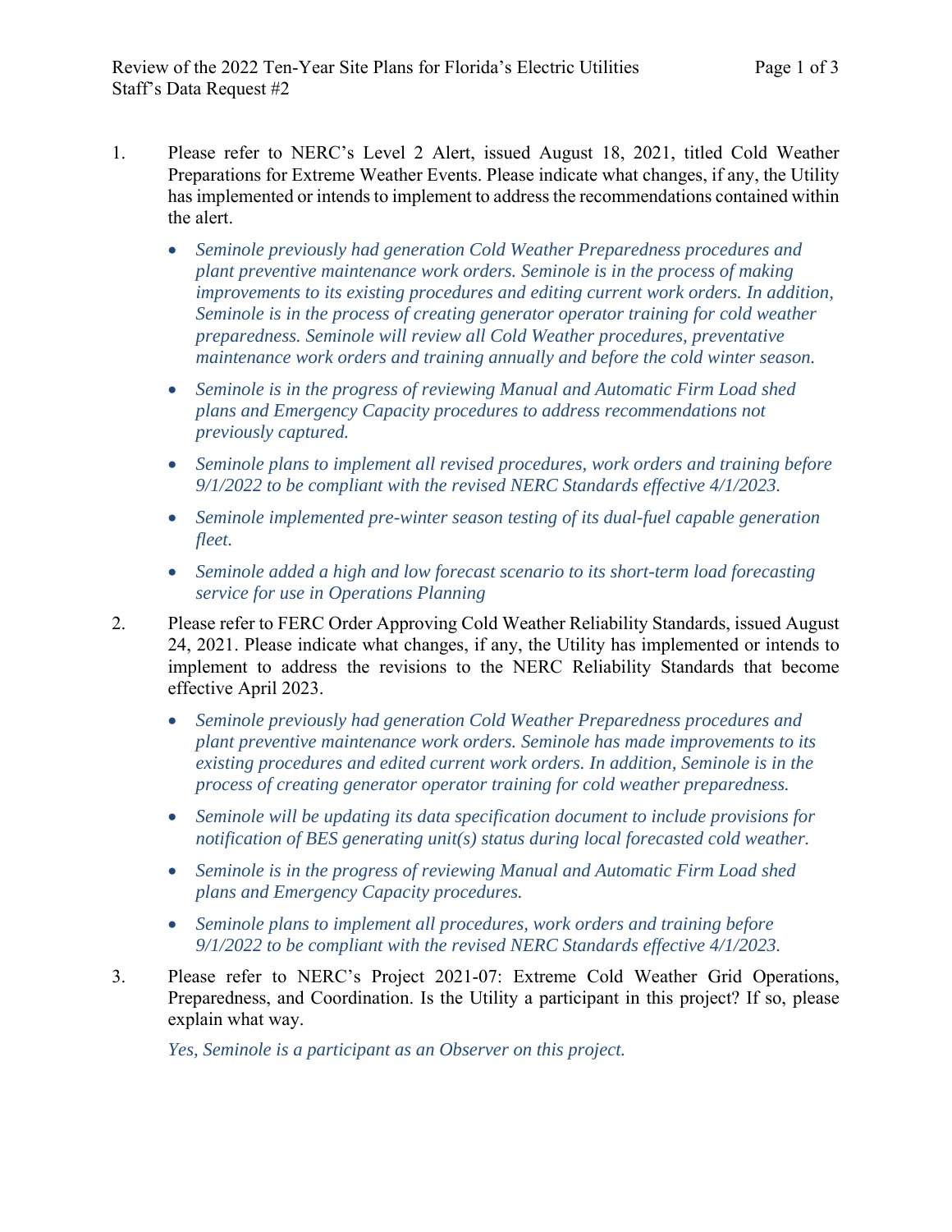1. Please refer to NERC's Level 2 Alert, issued August 18, 2021, titled Cold Weather Preparations for Extreme Weather Events. Please indicate what changes, if any, the Utility has implemented or intends to implement to address the recommendations contained within the alert.

   - *Seminole previously had generation Cold Weather Preparedness procedures and plant preventive maintenance work orders. Seminole is in the process of making improvements to its existing procedures and editing current work orders. In addition, Seminole is in the process of creating generator operator training for cold weather preparedness. Seminole will review all Cold Weather procedures, preventative maintenance work orders and training annually and before the cold winter season.*
   - *Seminole is in the progress of reviewing Manual and Automatic Firm Load shed plans and Emergency Capacity procedures to address recommendations not previously captured.*
   - *Seminole plans to implement all revised procedures, work orders and training before 9/1/2022 to be compliant with the revised NERC Standards effective 4/1/2023.*
   - *Seminole implemented pre-winter season testing of its dual-fuel capable generation fleet.*
   - *Seminole added a high and low forecast scenario to its short-term load forecasting service for use in Operations Planning*

2. Please refer to FERC Order Approving Cold Weather Reliability Standards, issued August 24, 2021. Please indicate what changes, if any, the Utility has implemented or intends to implement to address the revisions to the NERC Reliability Standards that become effective April 2023.

   - *Seminole previously had generation Cold Weather Preparedness procedures and plant preventive maintenance work orders. Seminole has made improvements to its existing procedures and edited current work orders. In addition, Seminole is in the process of creating generator operator training for cold weather preparedness.*
   - *Seminole will be updating its data specification document to include provisions for notification of BES generating unit(s) status during local forecasted cold weather.*
   - *Seminole is in the progress of reviewing Manual and Automatic Firm Load shed plans and Emergency Capacity procedures.*
   - *Seminole plans to implement all procedures, work orders and training before 9/1/2022 to be compliant with the revised NERC Standards effective 4/1/2023.*

3. Please refer to NERC's Project 2021-07: Extreme Cold Weather Grid Operations, Preparedness, and Coordination. Is the Utility a participant in this project? If so, please explain what way.

   *Yes, Seminole is a participant as an Observer on this project.*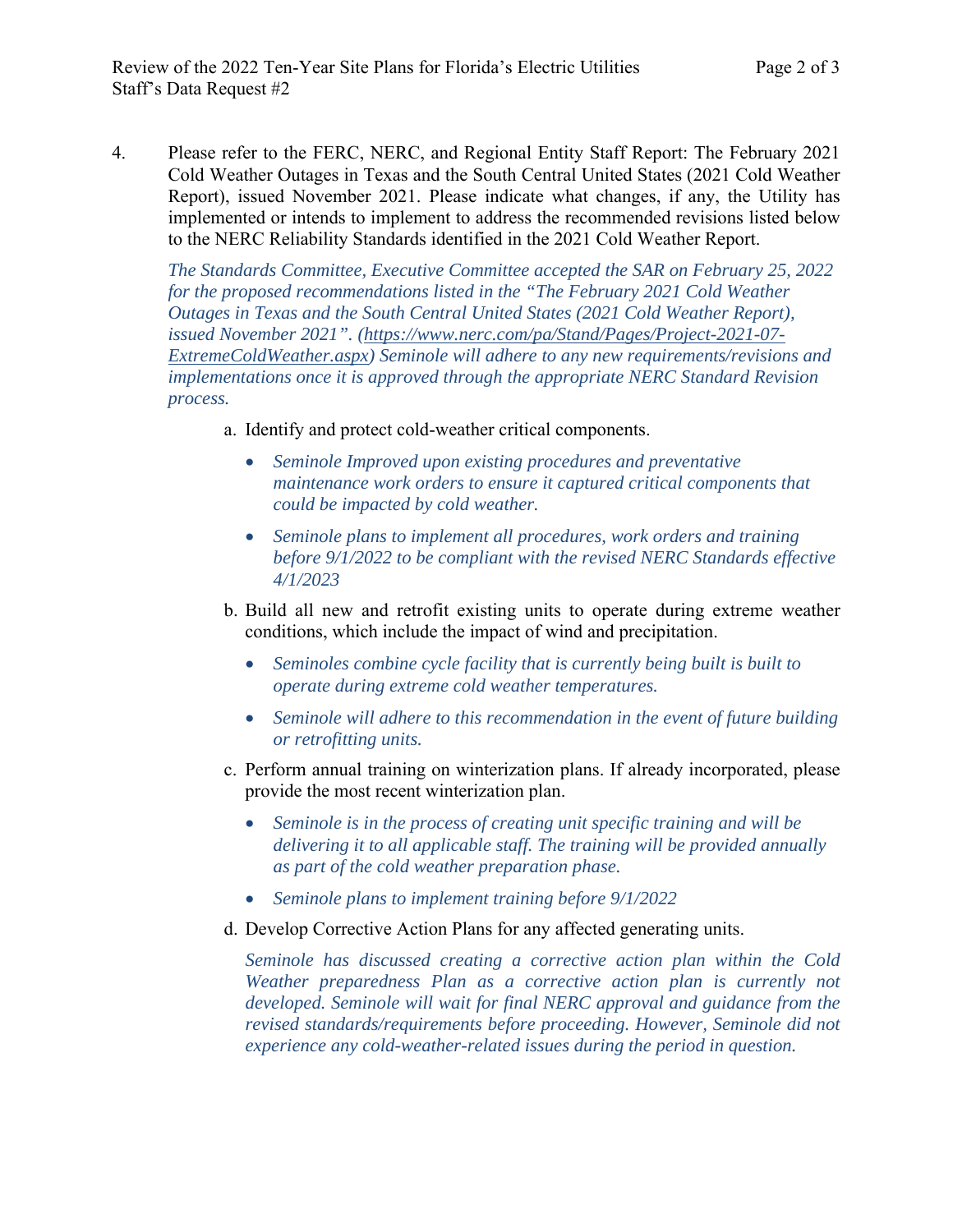4. Please refer to the FERC, NERC, and Regional Entity Staff Report: The February 2021 Cold Weather Outages in Texas and the South Central United States (2021 Cold Weather Report), issued November 2021. Please indicate what changes, if any, the Utility has implemented or intends to implement to address the recommended revisions listed below to the NERC Reliability Standards identified in the 2021 Cold Weather Report.

   *The Standards Committee, Executive Committee accepted the SAR on February 25, 2022 for the proposed recommendations listed in the "The February 2021 Cold Weather Outages in Texas and the South Central United States (2021 Cold Weather Report), issued November 2021". (https://www.nerc.com/pa/Stand/Pages/Project-2021-07-ExtremeColdWeather.aspx) Seminole will adhere to any new requirements/revisions and implementations once it is approved through the appropriate NERC Standard Revision process.*

   a. Identify and protect cold-weather critical components.

      - *Seminole Improved upon existing procedures and preventative maintenance work orders to ensure it captured critical components that could be impacted by cold weather.*
      - *Seminole plans to implement all procedures, work orders and training before 9/1/2022 to be compliant with the revised NERC Standards effective 4/1/2023*

   b. Build all new and retrofit existing units to operate during extreme weather conditions, which include the impact of wind and precipitation.

      - *Seminoles combine cycle facility that is currently being built is built to operate during extreme cold weather temperatures.*
      - *Seminole will adhere to this recommendation in the event of future building or retrofitting units.*

   c. Perform annual training on winterization plans. If already incorporated, please provide the most recent winterization plan.

      - *Seminole is in the process of creating unit specific training and will be delivering it to all applicable staff. The training will be provided annually as part of the cold weather preparation phase.*
      - *Seminole plans to implement training before 9/1/2022*

   d. Develop Corrective Action Plans for any affected generating units.

      *Seminole has discussed creating a corrective action plan within the Cold Weather preparedness Plan as a corrective action plan is currently not developed. Seminole will wait for final NERC approval and guidance from the revised standards/requirements before proceeding. However, Seminole did not experience any cold-weather-related issues during the period in question.*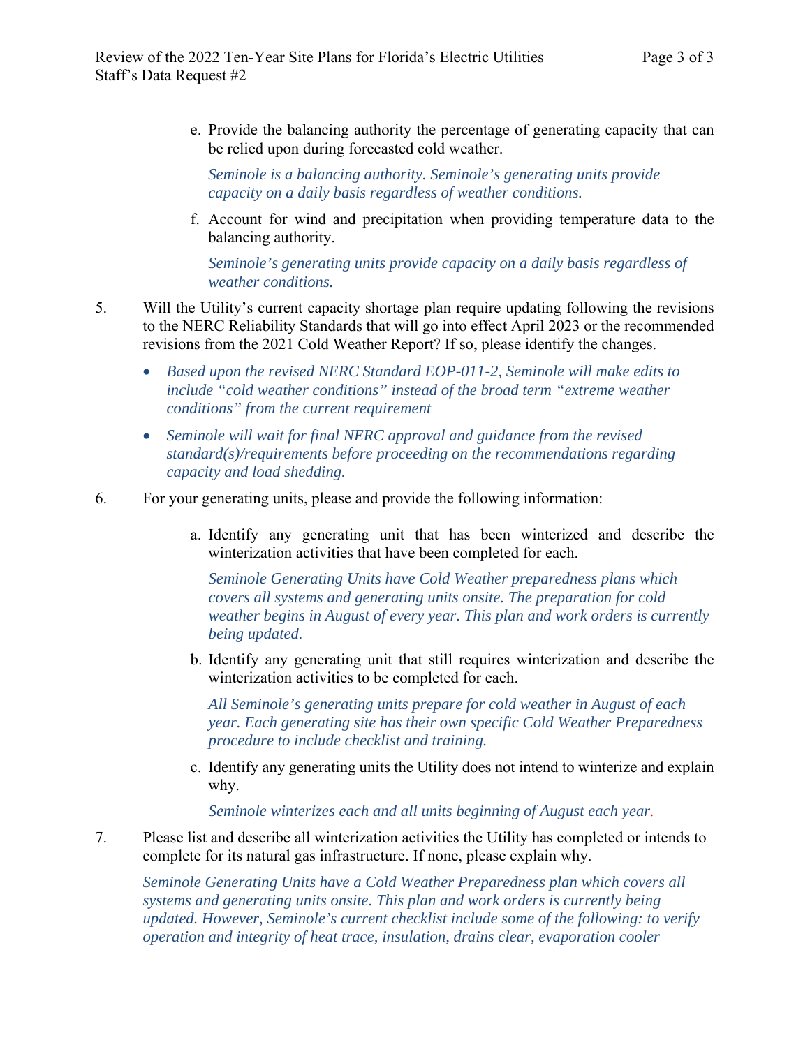e. Provide the balancing authority the percentage of generating capacity that can be relied upon during forecasted cold weather.

*Seminole is a balancing authority. Seminole's generating units provide capacity on a daily basis regardless of weather conditions.*

f. Account for wind and precipitation when providing temperature data to the balancing authority.

*Seminole's generating units provide capacity on a daily basis regardless of weather conditions.*

5. Will the Utility's current capacity shortage plan require updating following the revisions to the NERC Reliability Standards that will go into effect April 2023 or the recommended revisions from the 2021 Cold Weather Report? If so, please identify the changes.

- *Based upon the revised NERC Standard EOP-011-2, Seminole will make edits to include "cold weather conditions" instead of the broad term "extreme weather conditions" from the current requirement*
- *Seminole will wait for final NERC approval and guidance from the revised standard(s)/requirements before proceeding on the recommendations regarding capacity and load shedding.*

6. For your generating units, please and provide the following information:

a. Identify any generating unit that has been winterized and describe the winterization activities that have been completed for each.

*Seminole Generating Units have Cold Weather preparedness plans which covers all systems and generating units onsite. The preparation for cold weather begins in August of every year. This plan and work orders is currently being updated.*

b. Identify any generating unit that still requires winterization and describe the winterization activities to be completed for each.

*All Seminole's generating units prepare for cold weather in August of each year. Each generating site has their own specific Cold Weather Preparedness procedure to include checklist and training.*

c. Identify any generating units the Utility does not intend to winterize and explain why.

*Seminole winterizes each and all units beginning of August each year.*

7. Please list and describe all winterization activities the Utility has completed or intends to complete for its natural gas infrastructure. If none, please explain why.

*Seminole Generating Units have a Cold Weather Preparedness plan which covers all systems and generating units onsite. This plan and work orders is currently being updated. However, Seminole's current checklist include some of the following: to verify operation and integrity of heat trace, insulation, drains clear, evaporation cooler*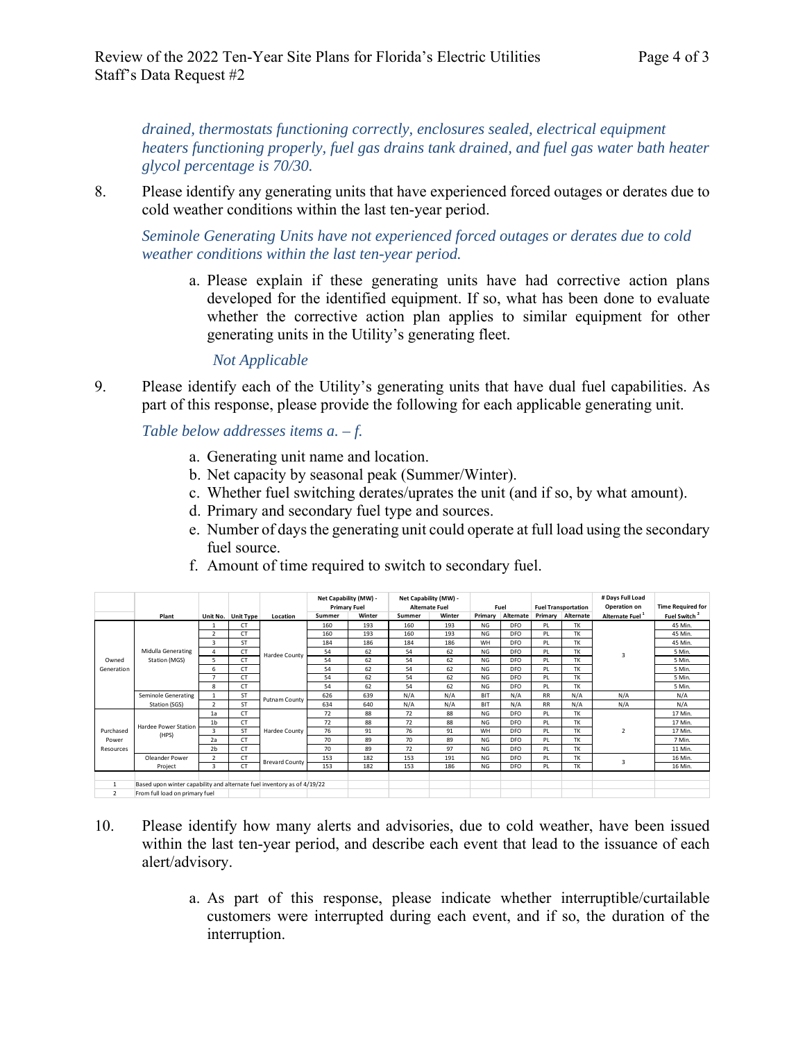*drained, thermostats functioning correctly, enclosures sealed, electrical equipment heaters functioning properly, fuel gas drains tank drained, and fuel gas water bath heater glycol percentage is 70/30.*

8. Please identify any generating units that have experienced forced outages or derates due to cold weather conditions within the last ten-year period.

   *Seminole Generating Units have not experienced forced outages or derates due to cold weather conditions within the last ten-year period.*

   a. Please explain if these generating units have had corrective action plans developed for the identified equipment. If so, what has been done to evaluate whether the corrective action plan applies to similar equipment for other generating units in the Utility's generating fleet.

      *Not Applicable*

9. Please identify each of the Utility's generating units that have dual fuel capabilities. As part of this response, please provide the following for each applicable generating unit.

   *Table below addresses items a. – f.*

   a. Generating unit name and location.
   b. Net capacity by seasonal peak (Summer/Winter).
   c. Whether fuel switching derates/uprates the unit (and if so, by what amount).
   d. Primary and secondary fuel type and sources.
   e. Number of days the generating unit could operate at full load using the secondary fuel source.
   f. Amount of time required to switch to secondary fuel.

| | Plant | Unit No. | Unit Type | Location | Net Capability (MW) - Primary Fuel | | Net Capability (MW) - Alternate Fuel | | Fuel | | Fuel Transportation | | # Days Full Load Operation on | Time Required for |
|---|---|---|---|---|---|---|---|---|---|---|---|---|---|---|
| | | | | | Summer | Winter | Summer | Winter | Primary | Alternate | Primary | Alternate | Alternate Fuel [1] | Fuel Switch [2] |
| Owned Generation | Midulla Generating Station (MGS) | 1 | CT | Hardee County | 160 | 193 | 160 | 193 | NG | DFO | PL | TK | 3 | 45 Min. |
| | | 2 | CT | | 160 | 193 | 160 | 193 | NG | DFO | PL | TK | | 45 Min. |
| | | 3 | ST | | 184 | 186 | 184 | 186 | WH | DFO | PL | TK | | 45 Min. |
| | | 4 | CT | | 54 | 62 | 54 | 62 | NG | DFO | PL | TK | | 5 Min. |
| | | 5 | CT | | 54 | 62 | 54 | 62 | NG | DFO | PL | TK | | 5 Min. |
| | | 6 | CT | | 54 | 62 | 54 | 62 | NG | DFO | PL | TK | | 5 Min. |
| | | 7 | CT | | 54 | 62 | 54 | 62 | NG | DFO | PL | TK | | 5 Min. |
| | | 8 | CT | | 54 | 62 | 54 | 62 | NG | DFO | PL | TK | | 5 Min. |
| | Seminole Generating Station (SGS) | 1 | ST | Putnam County | 626 | 639 | N/A | N/A | BIT | N/A | RR | N/A | N/A | N/A |
| | | 2 | ST | | 634 | 640 | N/A | N/A | BIT | N/A | RR | N/A | N/A | N/A |
| Purchased Power Resources | Hardee Power Station (HPS) | 1a | CT | Hardee County | 72 | 88 | 72 | 88 | NG | DFO | PL | TK | 2 | 17 Min. |
| | | 1b | CT | | 72 | 88 | 72 | 88 | NG | DFO | PL | TK | | 17 Min. |
| | | 3 | ST | | 76 | 91 | 76 | 91 | WH | DFO | PL | TK | | 17 Min. |
| | | 2a | CT | | 70 | 89 | 70 | 89 | NG | DFO | PL | TK | | 7 Min. |
| | | 2b | CT | | 70 | 89 | 72 | 97 | NG | DFO | PL | TK | | 11 Min. |
| | Oleander Power Project | 2 | CT | Brevard County | 153 | 182 | 153 | 191 | NG | DFO | PL | TK | 3 | 16 Min. |
| | | 3 | CT | | 153 | 182 | 153 | 186 | NG | DFO | PL | TK | | 16 Min. |

1 Based upon winter capability and alternate fuel inventory as of 4/19/22
2 From full load on primary fuel

10. Please identify how many alerts and advisories, due to cold weather, have been issued within the last ten-year period, and describe each event that lead to the issuance of each alert/advisory.

    a. As part of this response, please indicate whether interruptible/curtailable customers were interrupted during each event, and if so, the duration of the interruption.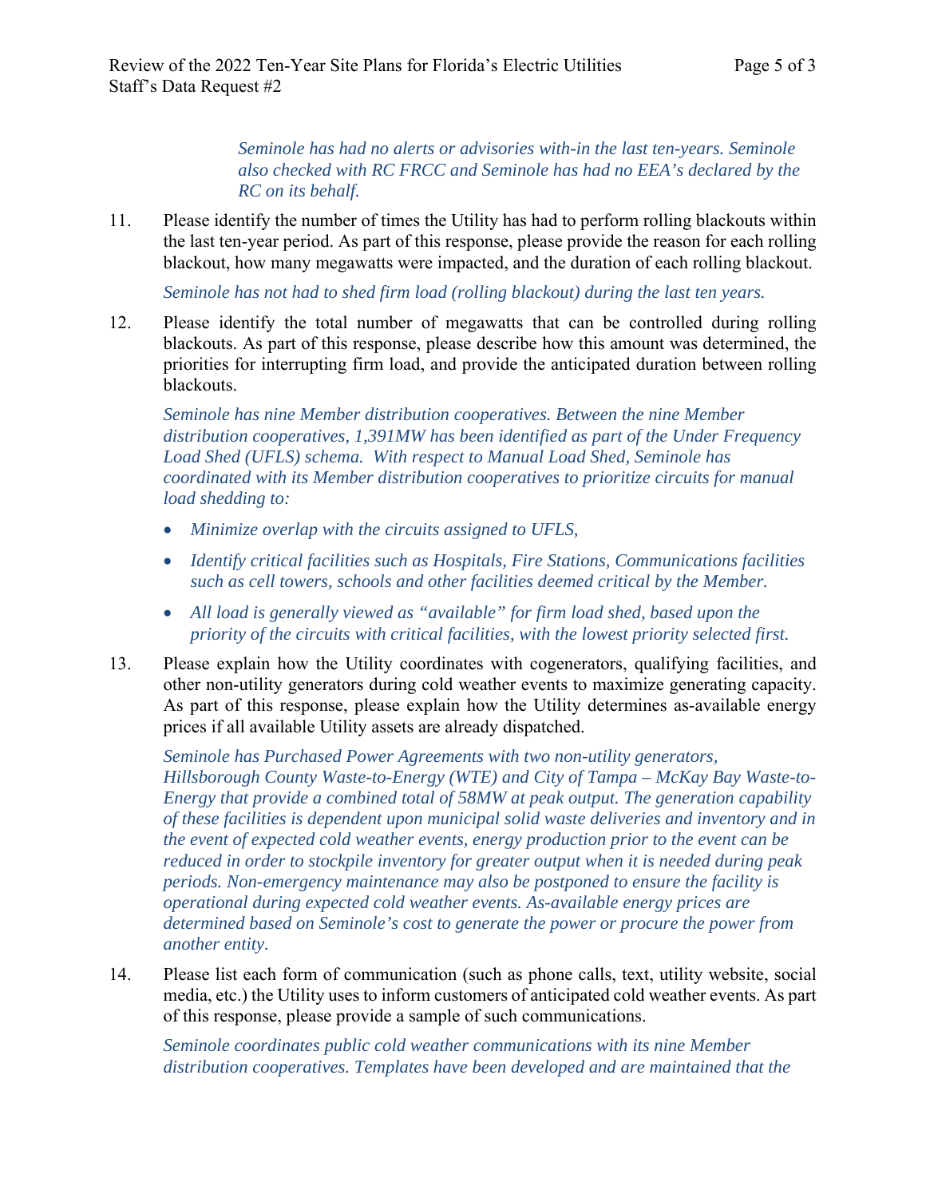*Seminole has had no alerts or advisories with-in the last ten-years. Seminole also checked with RC FRCC and Seminole has had no EEA's declared by the RC on its behalf.*

11. Please identify the number of times the Utility has had to perform rolling blackouts within the last ten-year period. As part of this response, please provide the reason for each rolling blackout, how many megawatts were impacted, and the duration of each rolling blackout.

    *Seminole has not had to shed firm load (rolling blackout) during the last ten years.*

12. Please identify the total number of megawatts that can be controlled during rolling blackouts. As part of this response, please describe how this amount was determined, the priorities for interrupting firm load, and provide the anticipated duration between rolling blackouts.

    *Seminole has nine Member distribution cooperatives. Between the nine Member distribution cooperatives, 1,391MW has been identified as part of the Under Frequency Load Shed (UFLS) schema. With respect to Manual Load Shed, Seminole has coordinated with its Member distribution cooperatives to prioritize circuits for manual load shedding to:*

    - *Minimize overlap with the circuits assigned to UFLS,*
    - *Identify critical facilities such as Hospitals, Fire Stations, Communications facilities such as cell towers, schools and other facilities deemed critical by the Member.*
    - *All load is generally viewed as "available" for firm load shed, based upon the priority of the circuits with critical facilities, with the lowest priority selected first.*

13. Please explain how the Utility coordinates with cogenerators, qualifying facilities, and other non-utility generators during cold weather events to maximize generating capacity. As part of this response, please explain how the Utility determines as-available energy prices if all available Utility assets are already dispatched.

    *Seminole has Purchased Power Agreements with two non-utility generators, Hillsborough County Waste-to-Energy (WTE) and City of Tampa – McKay Bay Waste-to-Energy that provide a combined total of 58MW at peak output. The generation capability of these facilities is dependent upon municipal solid waste deliveries and inventory and in the event of expected cold weather events, energy production prior to the event can be reduced in order to stockpile inventory for greater output when it is needed during peak periods. Non-emergency maintenance may also be postponed to ensure the facility is operational during expected cold weather events. As-available energy prices are determined based on Seminole's cost to generate the power or procure the power from another entity.*

14. Please list each form of communication (such as phone calls, text, utility website, social media, etc.) the Utility uses to inform customers of anticipated cold weather events. As part of this response, please provide a sample of such communications.

    *Seminole coordinates public cold weather communications with its nine Member distribution cooperatives. Templates have been developed and are maintained that the*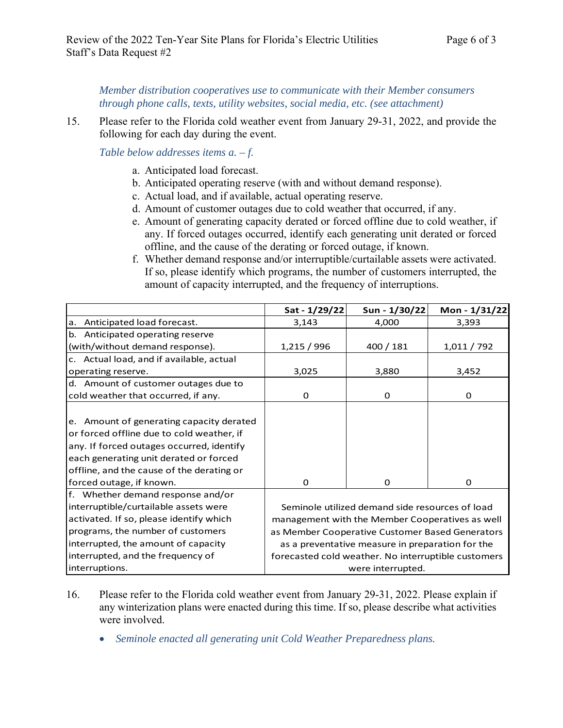*Member distribution cooperatives use to communicate with their Member consumers through phone calls, texts, utility websites, social media, etc. (see attachment)*

15. Please refer to the Florida cold weather event from January 29-31, 2022, and provide the following for each day during the event.

    *Table below addresses items a. – f.*

    a. Anticipated load forecast.
    b. Anticipated operating reserve (with and without demand response).
    c. Actual load, and if available, actual operating reserve.
    d. Amount of customer outages due to cold weather that occurred, if any.
    e. Amount of generating capacity derated or forced offline due to cold weather, if any. If forced outages occurred, identify each generating unit derated or forced offline, and the cause of the derating or forced outage, if known.
    f. Whether demand response and/or interruptible/curtailable assets were activated. If so, please identify which programs, the number of customers interrupted, the amount of capacity interrupted, and the frequency of interruptions.

| | Sat - 1/29/22 | Sun - 1/30/22 | Mon - 1/31/22 |
|---|---|---|---|
| a. Anticipated load forecast. | 3,143 | 4,000 | 3,393 |
| b. Anticipated operating reserve (with/without demand response). | 1,215 / 996 | 400 / 181 | 1,011 / 792 |
| c. Actual load, and if available, actual operating reserve. | 3,025 | 3,880 | 3,452 |
| d. Amount of customer outages due to cold weather that occurred, if any. | 0 | 0 | 0 |
| e. Amount of generating capacity derated or forced offline due to cold weather, if any. If forced outages occurred, identify each generating unit derated or forced offline, and the cause of the derating or forced outage, if known. | 0 | 0 | 0 |
| f. Whether demand response and/or interruptible/curtailable assets were activated. If so, please identify which programs, the number of customers interrupted, the amount of capacity interrupted, and the frequency of interruptions. | Seminole utilized demand side resources of load management with the Member Cooperatives as well as Member Cooperative Customer Based Generators as a preventative measure in preparation for the forecasted cold weather. No interruptible customers were interrupted. | | |

16. Please refer to the Florida cold weather event from January 29-31, 2022. Please explain if any winterization plans were enacted during this time. If so, please describe what activities were involved.

    - *Seminole enacted all generating unit Cold Weather Preparedness plans.*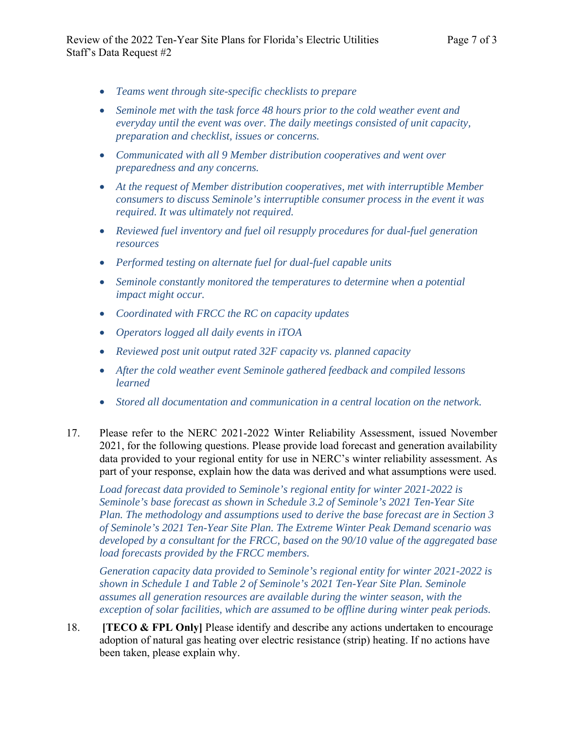- *Teams went through site-specific checklists to prepare*
- *Seminole met with the task force 48 hours prior to the cold weather event and everyday until the event was over. The daily meetings consisted of unit capacity, preparation and checklist, issues or concerns.*
- *Communicated with all 9 Member distribution cooperatives and went over preparedness and any concerns.*
- *At the request of Member distribution cooperatives, met with interruptible Member consumers to discuss Seminole's interruptible consumer process in the event it was required. It was ultimately not required.*
- *Reviewed fuel inventory and fuel oil resupply procedures for dual-fuel generation resources*
- *Performed testing on alternate fuel for dual-fuel capable units*
- *Seminole constantly monitored the temperatures to determine when a potential impact might occur.*
- *Coordinated with FRCC the RC on capacity updates*
- *Operators logged all daily events in iTOA*
- *Reviewed post unit output rated 32F capacity vs. planned capacity*
- *After the cold weather event Seminole gathered feedback and compiled lessons learned*
- *Stored all documentation and communication in a central location on the network.*

17. Please refer to the NERC 2021-2022 Winter Reliability Assessment, issued November 2021, for the following questions. Please provide load forecast and generation availability data provided to your regional entity for use in NERC's winter reliability assessment. As part of your response, explain how the data was derived and what assumptions were used.

    *Load forecast data provided to Seminole's regional entity for winter 2021-2022 is Seminole's base forecast as shown in Schedule 3.2 of Seminole's 2021 Ten-Year Site Plan. The methodology and assumptions used to derive the base forecast are in Section 3 of Seminole's 2021 Ten-Year Site Plan. The Extreme Winter Peak Demand scenario was developed by a consultant for the FRCC, based on the 90/10 value of the aggregated base load forecasts provided by the FRCC members.*

    *Generation capacity data provided to Seminole's regional entity for winter 2021-2022 is shown in Schedule 1 and Table 2 of Seminole's 2021 Ten-Year Site Plan. Seminole assumes all generation resources are available during the winter season, with the exception of solar facilities, which are assumed to be offline during winter peak periods.*

18. **[TECO & FPL Only]** Please identify and describe any actions undertaken to encourage adoption of natural gas heating over electric resistance (strip) heating. If no actions have been taken, please explain why.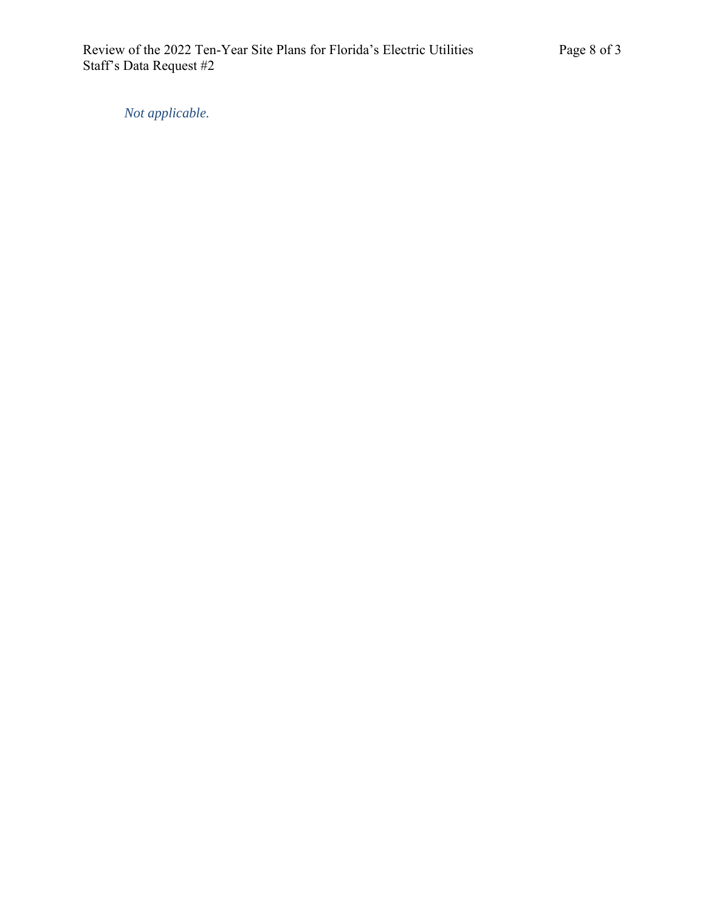*Not applicable.*